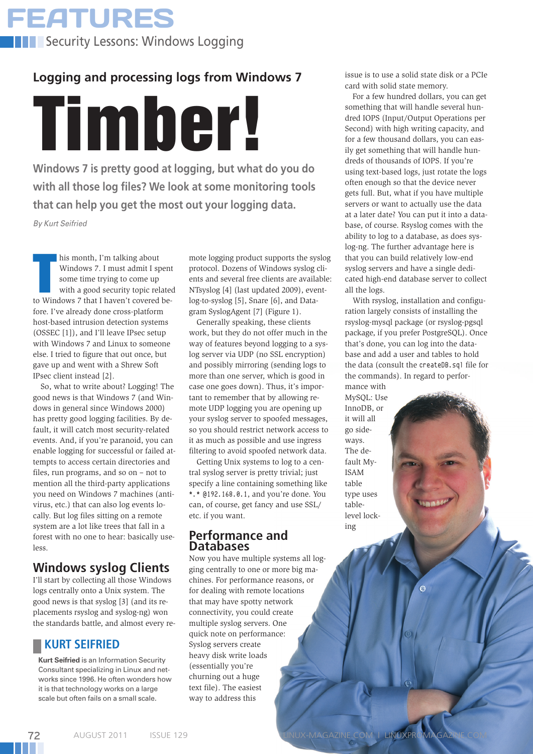## Logging and processing logs from Windows 7

# Timber!

**Windows 7 is pretty good at logging, but what do you do with all those log files? We look at some monitoring tools that can help you get the most out your logging data.**

*By Kurt Seifried*

This month, I'm talking about Windows 7. I must admit I spent some time trying to come up with a good security topic related to Windows 7 that I haven't covered before. I've already done cross-platform host-based intrusion detection systems (OSSEC [1]), and I'll leave IPsec setup with Windows 7 and Linux to someone else. I tried to figure that out once, but gave up and went with a Shrew Soft IPsec client instead [2].

So, what to write about? Logging! The good news is that Windows 7 (and Windows in general since Windows 2000) has pretty good logging facilities. By default, it will catch most security-related events. And, if you're paranoid, you can enable logging for successful or failed attempts to access certain directories and files, run programs, and so on – not to mention all the third-party applications you need on Windows 7 machines (antivirus, etc.) that can also log events locally. But log files sitting on a remote system are a lot like trees that fall in a forest with no one to hear: basically useless.

## Windows syslog Clients

I'll start by collecting all those Windows logs centrally onto a Unix system. The good news is that syslog [3] (and its replacements rsyslog and syslog-ng) won the standards battle, and almost every remote logging product supports the syslog protocol. Dozens of Windows syslog clients and several free clients are available: NTsyslog [4] (last updated 2009), eventlog-to-syslog [5], Snare [6], and Datagram SyslogAgent [7] (Figure 1).

Generally speaking, these clients work, but they do not offer much in the way of features beyond logging to a syslog server via UDP (no SSL encryption) and possibly mirroring (sending logs to more than one server, which is good in case one goes down). Thus, it's important to remember that by allowing remote UDP logging you are opening up your syslog server to spoofed messages, so you should restrict network access to it as much as possible and use ingress filtering to avoid spoofed network data.

Getting Unix systems to log to a central syslog server is pretty trivial; just specify a line containing something like `*.* @192.168.0.1`, and you're done. You can, of course, get fancy and use SSL/etc. if you want.

## Performance and Databases

Now you have multiple systems all logging centrally to one or more big machines. For performance reasons, or for dealing with remote locations that may have spotty network connectivity, you could create multiple syslog servers. One quick note on performance: Syslog servers create heavy disk write loads (essentially you're churning out a huge text file). The easiest way to address this issue is to use a solid state disk or a PCIe card with solid state memory.

For a few hundred dollars, you can get something that will handle several hundred IOPS (Input/Output Operations per Second) with high writing capacity, and for a few thousand dollars, you can easily get something that will handle hundreds of thousands of IOPS. If you're using text-based logs, just rotate the logs often enough so that the device never gets full. But, what if you have multiple servers or want to actually use the data at a later date? You can put it into a database, of course. Rsyslog comes with the ability to log to a database, as does syslog-ng. The further advantage here is that you can build relatively low-end syslog servers and have a single dedicated high-end database server to collect all the logs.

With rsyslog, installation and configuration largely consists of installing the rsyslog-mysql package (or rsyslog-pgsql package, if you prefer PostgreSQL). Once that's done, you can log into the database and add a user and tables to hold the data (consult the `createDB.sql` file for the commands). In regard to performance with MySQL: Use InnoDB, or it will all go sideways. The default MyISAM table type uses table-level locking

### KURT SEIFRIED

**Kurt Seifried** is an Information Security Consultant specializing in Linux and networks since 1996. He often wonders how it is that technology works on a large scale but often fails on a small scale.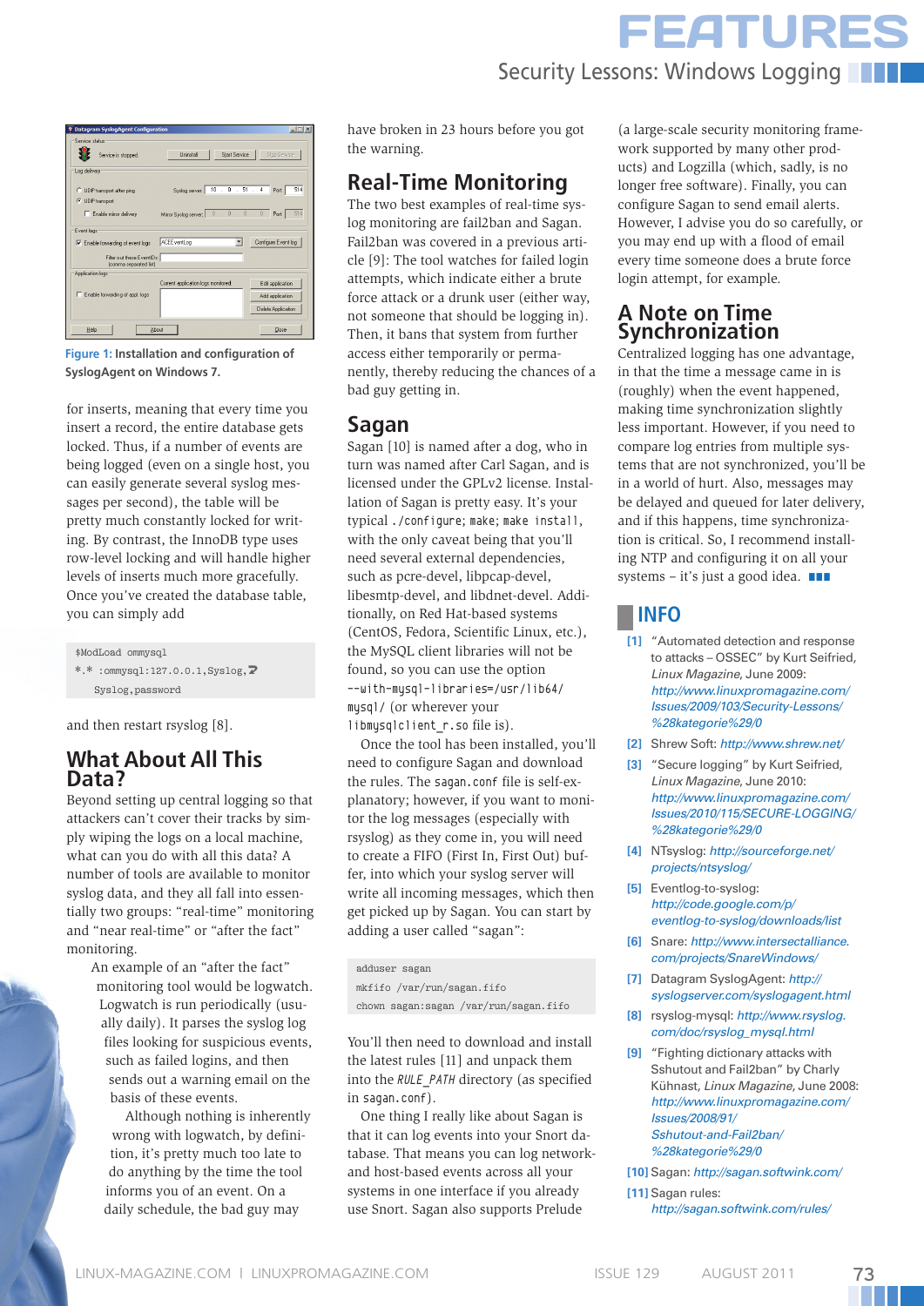Figure 1: Installation and configuration of SyslogAgent on Windows 7.

for inserts, meaning that every time you insert a record, the entire database gets locked. Thus, if a number of events are being logged (even on a single host, you can easily generate several syslog messages per second), the table will be pretty much constantly locked for writing. By contrast, the InnoDB type uses row-level locking and will handle higher levels of inserts much more gracefully. Once you've created the database table, you can simply add

```
$ModLoad ommysql
*.* :ommysql:127.0.0.1,Syslog,
    Syslog,password
```

and then restart rsyslog [8].

## What About All This Data?

Beyond setting up central logging so that attackers can't cover their tracks by simply wiping the logs on a local machine, what can you do with all this data? A number of tools are available to monitor syslog data, and they all fall into essentially two groups: "real-time" monitoring and "near real-time" or "after the fact" monitoring.

An example of an "after the fact" monitoring tool would be logwatch. Logwatch is run periodically (usually daily). It parses the syslog log files looking for suspicious events, such as failed logins, and then sends out a warning email on the basis of these events.

Although nothing is inherently wrong with logwatch, by definition, it's pretty much too late to do anything by the time the tool informs you of an event. On a daily schedule, the bad guy may have broken in 23 hours before you got the warning.

## Real-Time Monitoring

The two best examples of real-time syslog monitoring are fail2ban and Sagan. Fail2ban was covered in a previous article [9]: The tool watches for failed login attempts, which indicate either a brute force attack or a drunk user (either way, not someone that should be logging in). Then, it bans that system from further access either temporarily or permanently, thereby reducing the chances of a bad guy getting in.

## Sagan

Sagan [10] is named after a dog, who in turn was named after Carl Sagan, and is licensed under the GPLv2 license. Installation of Sagan is pretty easy. It's your typical `./configure; make; make install`, with the only caveat being that you'll need several external dependencies, such as pcre-devel, libpcap-devel, libesmtp-devel, and libdnet-devel. Additionally, on Red Hat-based systems (CentOS, Fedora, Scientific Linux, etc.), the MySQL client libraries will not be found, so you can use the option `--with-mysql-libraries=/usr/lib64/mysql/` (or wherever your `libmysqlclient_r.so` file is).

Once the tool has been installed, you'll need to configure Sagan and download the rules. The `sagan.conf` file is self-explanatory; however, if you want to monitor the log messages (especially with rsyslog) as they come in, you will need to create a FIFO (First In, First Out) buffer, into which your syslog server will write all incoming messages, which then get picked up by Sagan. You can start by adding a user called "sagan":

```
adduser sagan
mkfifo /var/run/sagan.fifo
chown sagan:sagan /var/run/sagan.fifo
```

You'll then need to download and install the latest rules [11] and unpack them into the `RULE_PATH` directory (as specified in `sagan.conf`).

One thing I really like about Sagan is that it can log events into your Snort database. That means you can log network- and host-based events across all your systems in one interface if you already use Snort. Sagan also supports Prelude (a large-scale security monitoring framework supported by many other products) and Logzilla (which, sadly, is no longer free software). Finally, you can configure Sagan to send email alerts. However, I advise you do so carefully, or you may end up with a flood of email every time someone does a brute force login attempt, for example.

## A Note on Time Synchronization

Centralized logging has one advantage, in that the time a message came in is (roughly) when the event happened, making time synchronization slightly less important. However, if you need to compare log entries from multiple systems that are not synchronized, you'll be in a world of hurt. Also, messages may be delayed and queued for later delivery, and if this happens, time synchronization is critical. So, I recommend installing NTP and configuring it on all your systems – it's just a good idea. ■

## INFO

[1] "Automated detection and response to attacks – OSSEC" by Kurt Seifried, *Linux Magazine*, June 2009: *http://www.linuxpromagazine.com/Issues/2009/103/Security-Lessons/%28kategorie%29/0*

[2] Shrew Soft: *http://www.shrew.net/*

[3] "Secure logging" by Kurt Seifried, *Linux Magazine*, June 2010: *http://www.linuxpromagazine.com/Issues/2010/115/SECURE-LOGGING/%28kategorie%29/0*

[4] NTsyslog: *http://sourceforge.net/projects/ntsyslog/*

[5] Eventlog-to-syslog: *http://code.google.com/p/eventlog-to-syslog/downloads/list*

[6] Snare: *http://www.intersectalliance.com/projects/SnareWindows/*

[7] Datagram SyslogAgent: *http://syslogserver.com/syslogagent.html*

[8] rsyslog-mysql: *http://www.rsyslog.com/doc/rsyslog_mysql.html*

[9] "Fighting dictionary attacks with Sshutout and Fail2ban" by Charly Kühnast, *Linux Magazine*, June 2008: *http://www.linuxpromagazine.com/Issues/2008/91/Sshutout-and-Fail2ban/%28kategorie%29/0*

[10] Sagan: *http://sagan.softwink.com/*

[11] Sagan rules: *http://sagan.softwink.com/rules/*